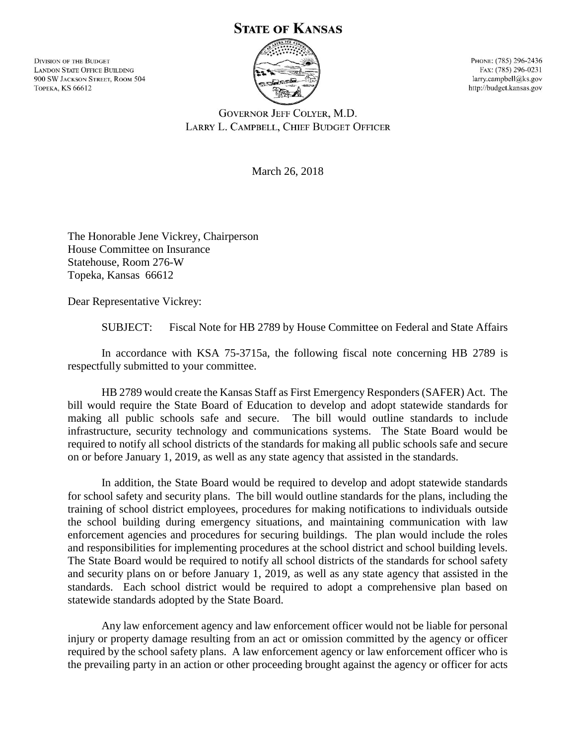# STATE OF KANSAS

DIVISION OF THE BUDGET
LANDON STATE OFFICE BUILDING
900 SW JACKSON STREET, ROOM 504
TOPEKA, KS 66612

PHONE: (785) 296-2436
FAX: (785) 296-0231
larry.campbell@ks.gov
http://budget.kansas.gov

GOVERNOR JEFF COLYER, M.D.
LARRY L. CAMPBELL, CHIEF BUDGET OFFICER

March 26, 2018

The Honorable Jene Vickrey, Chairperson
House Committee on Insurance
Statehouse, Room 276-W
Topeka, Kansas 66612

Dear Representative Vickrey:

SUBJECT: Fiscal Note for HB 2789 by House Committee on Federal and State Affairs

In accordance with KSA 75-3715a, the following fiscal note concerning HB 2789 is respectfully submitted to your committee.

HB 2789 would create the Kansas Staff as First Emergency Responders (SAFER) Act. The bill would require the State Board of Education to develop and adopt statewide standards for making all public schools safe and secure. The bill would outline standards to include infrastructure, security technology and communications systems. The State Board would be required to notify all school districts of the standards for making all public schools safe and secure on or before January 1, 2019, as well as any state agency that assisted in the standards.

In addition, the State Board would be required to develop and adopt statewide standards for school safety and security plans. The bill would outline standards for the plans, including the training of school district employees, procedures for making notifications to individuals outside the school building during emergency situations, and maintaining communication with law enforcement agencies and procedures for securing buildings. The plan would include the roles and responsibilities for implementing procedures at the school district and school building levels. The State Board would be required to notify all school districts of the standards for school safety and security plans on or before January 1, 2019, as well as any state agency that assisted in the standards. Each school district would be required to adopt a comprehensive plan based on statewide standards adopted by the State Board.

Any law enforcement agency and law enforcement officer would not be liable for personal injury or property damage resulting from an act or omission committed by the agency or officer required by the school safety plans. A law enforcement agency or law enforcement officer who is the prevailing party in an action or other proceeding brought against the agency or officer for acts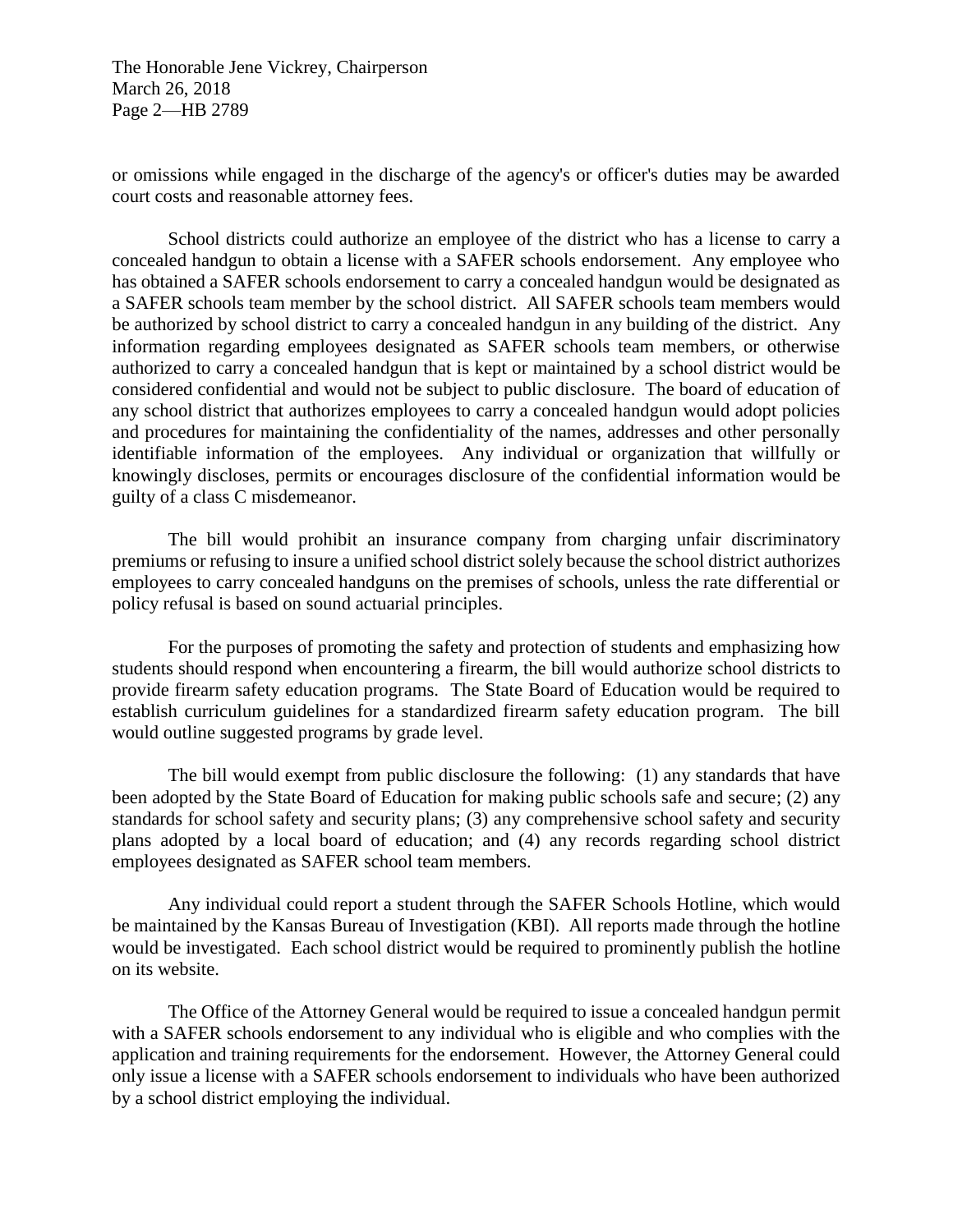or omissions while engaged in the discharge of the agency's or officer's duties may be awarded court costs and reasonable attorney fees.

School districts could authorize an employee of the district who has a license to carry a concealed handgun to obtain a license with a SAFER schools endorsement. Any employee who has obtained a SAFER schools endorsement to carry a concealed handgun would be designated as a SAFER schools team member by the school district. All SAFER schools team members would be authorized by school district to carry a concealed handgun in any building of the district. Any information regarding employees designated as SAFER schools team members, or otherwise authorized to carry a concealed handgun that is kept or maintained by a school district would be considered confidential and would not be subject to public disclosure. The board of education of any school district that authorizes employees to carry a concealed handgun would adopt policies and procedures for maintaining the confidentiality of the names, addresses and other personally identifiable information of the employees. Any individual or organization that willfully or knowingly discloses, permits or encourages disclosure of the confidential information would be guilty of a class C misdemeanor.

The bill would prohibit an insurance company from charging unfair discriminatory premiums or refusing to insure a unified school district solely because the school district authorizes employees to carry concealed handguns on the premises of schools, unless the rate differential or policy refusal is based on sound actuarial principles.

For the purposes of promoting the safety and protection of students and emphasizing how students should respond when encountering a firearm, the bill would authorize school districts to provide firearm safety education programs. The State Board of Education would be required to establish curriculum guidelines for a standardized firearm safety education program. The bill would outline suggested programs by grade level.

The bill would exempt from public disclosure the following: (1) any standards that have been adopted by the State Board of Education for making public schools safe and secure; (2) any standards for school safety and security plans; (3) any comprehensive school safety and security plans adopted by a local board of education; and (4) any records regarding school district employees designated as SAFER school team members.

Any individual could report a student through the SAFER Schools Hotline, which would be maintained by the Kansas Bureau of Investigation (KBI). All reports made through the hotline would be investigated. Each school district would be required to prominently publish the hotline on its website.

The Office of the Attorney General would be required to issue a concealed handgun permit with a SAFER schools endorsement to any individual who is eligible and who complies with the application and training requirements for the endorsement. However, the Attorney General could only issue a license with a SAFER schools endorsement to individuals who have been authorized by a school district employing the individual.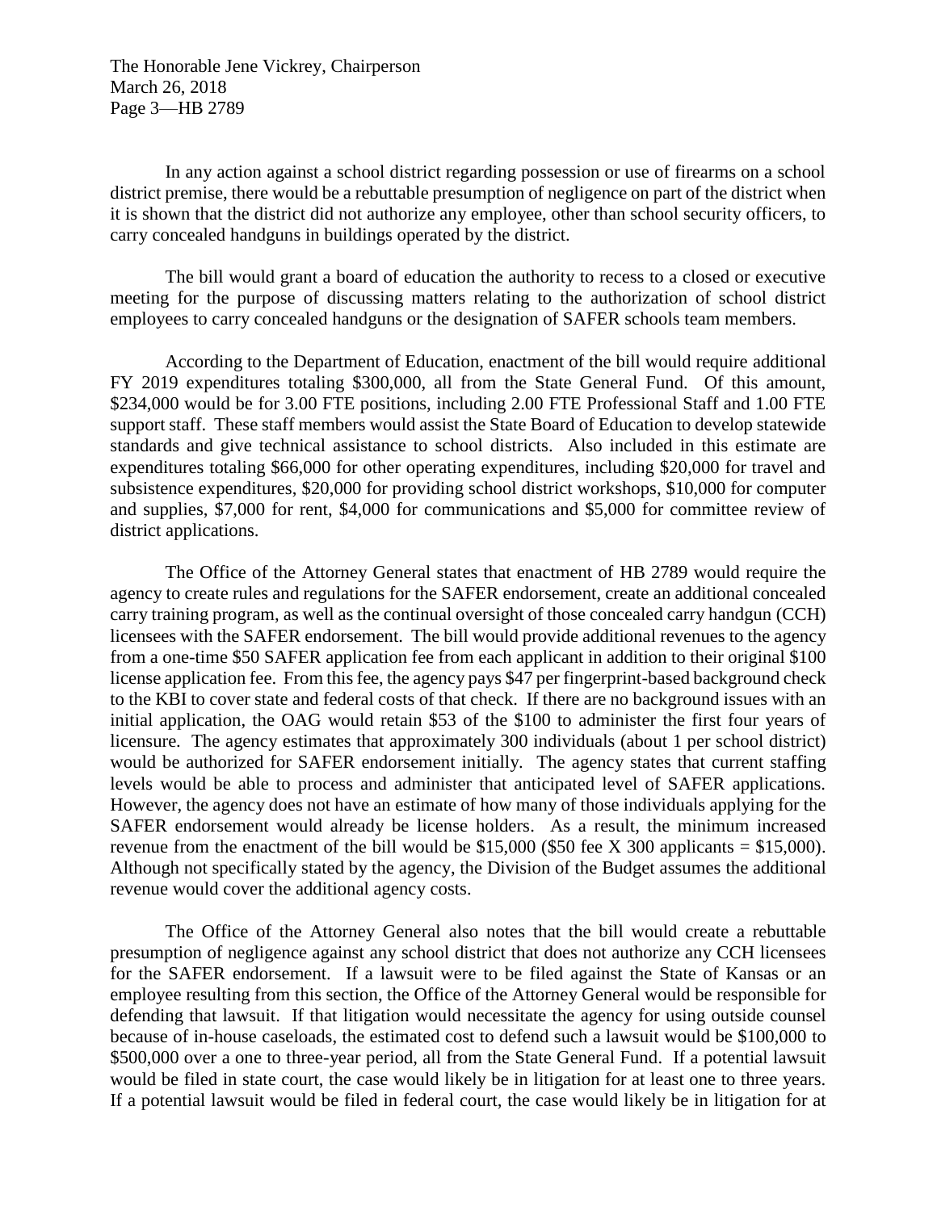In any action against a school district regarding possession or use of firearms on a school district premise, there would be a rebuttable presumption of negligence on part of the district when it is shown that the district did not authorize any employee, other than school security officers, to carry concealed handguns in buildings operated by the district.

The bill would grant a board of education the authority to recess to a closed or executive meeting for the purpose of discussing matters relating to the authorization of school district employees to carry concealed handguns or the designation of SAFER schools team members.

According to the Department of Education, enactment of the bill would require additional FY 2019 expenditures totaling $300,000, all from the State General Fund. Of this amount, $234,000 would be for 3.00 FTE positions, including 2.00 FTE Professional Staff and 1.00 FTE support staff. These staff members would assist the State Board of Education to develop statewide standards and give technical assistance to school districts. Also included in this estimate are expenditures totaling $66,000 for other operating expenditures, including $20,000 for travel and subsistence expenditures, $20,000 for providing school district workshops, $10,000 for computer and supplies, $7,000 for rent, $4,000 for communications and $5,000 for committee review of district applications.

The Office of the Attorney General states that enactment of HB 2789 would require the agency to create rules and regulations for the SAFER endorsement, create an additional concealed carry training program, as well as the continual oversight of those concealed carry handgun (CCH) licensees with the SAFER endorsement. The bill would provide additional revenues to the agency from a one-time $50 SAFER application fee from each applicant in addition to their original $100 license application fee. From this fee, the agency pays $47 per fingerprint-based background check to the KBI to cover state and federal costs of that check. If there are no background issues with an initial application, the OAG would retain $53 of the $100 to administer the first four years of licensure. The agency estimates that approximately 300 individuals (about 1 per school district) would be authorized for SAFER endorsement initially. The agency states that current staffing levels would be able to process and administer that anticipated level of SAFER applications. However, the agency does not have an estimate of how many of those individuals applying for the SAFER endorsement would already be license holders. As a result, the minimum increased revenue from the enactment of the bill would be $15,000 ($50 fee X 300 applicants = $15,000). Although not specifically stated by the agency, the Division of the Budget assumes the additional revenue would cover the additional agency costs.

The Office of the Attorney General also notes that the bill would create a rebuttable presumption of negligence against any school district that does not authorize any CCH licensees for the SAFER endorsement. If a lawsuit were to be filed against the State of Kansas or an employee resulting from this section, the Office of the Attorney General would be responsible for defending that lawsuit. If that litigation would necessitate the agency for using outside counsel because of in-house caseloads, the estimated cost to defend such a lawsuit would be $100,000 to $500,000 over a one to three-year period, all from the State General Fund. If a potential lawsuit would be filed in state court, the case would likely be in litigation for at least one to three years. If a potential lawsuit would be filed in federal court, the case would likely be in litigation for at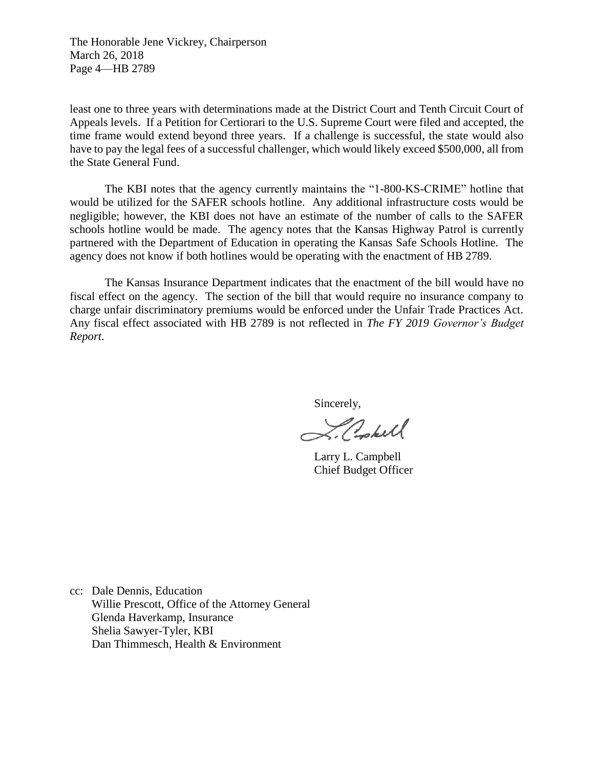least one to three years with determinations made at the District Court and Tenth Circuit Court of Appeals levels. If a Petition for Certiorari to the U.S. Supreme Court were filed and accepted, the time frame would extend beyond three years. If a challenge is successful, the state would also have to pay the legal fees of a successful challenger, which would likely exceed $500,000, all from the State General Fund.

The KBI notes that the agency currently maintains the "1-800-KS-CRIME" hotline that would be utilized for the SAFER schools hotline. Any additional infrastructure costs would be negligible; however, the KBI does not have an estimate of the number of calls to the SAFER schools hotline would be made. The agency notes that the Kansas Highway Patrol is currently partnered with the Department of Education in operating the Kansas Safe Schools Hotline. The agency does not know if both hotlines would be operating with the enactment of HB 2789.

The Kansas Insurance Department indicates that the enactment of the bill would have no fiscal effect on the agency. The section of the bill that would require no insurance company to charge unfair discriminatory premiums would be enforced under the Unfair Trade Practices Act. Any fiscal effect associated with HB 2789 is not reflected in *The FY 2019 Governor's Budget Report*.

Sincerely,

Larry L. Campbell
Chief Budget Officer

cc: Dale Dennis, Education
Willie Prescott, Office of the Attorney General
Glenda Haverkamp, Insurance
Shelia Sawyer-Tyler, KBI
Dan Thimmesch, Health & Environment